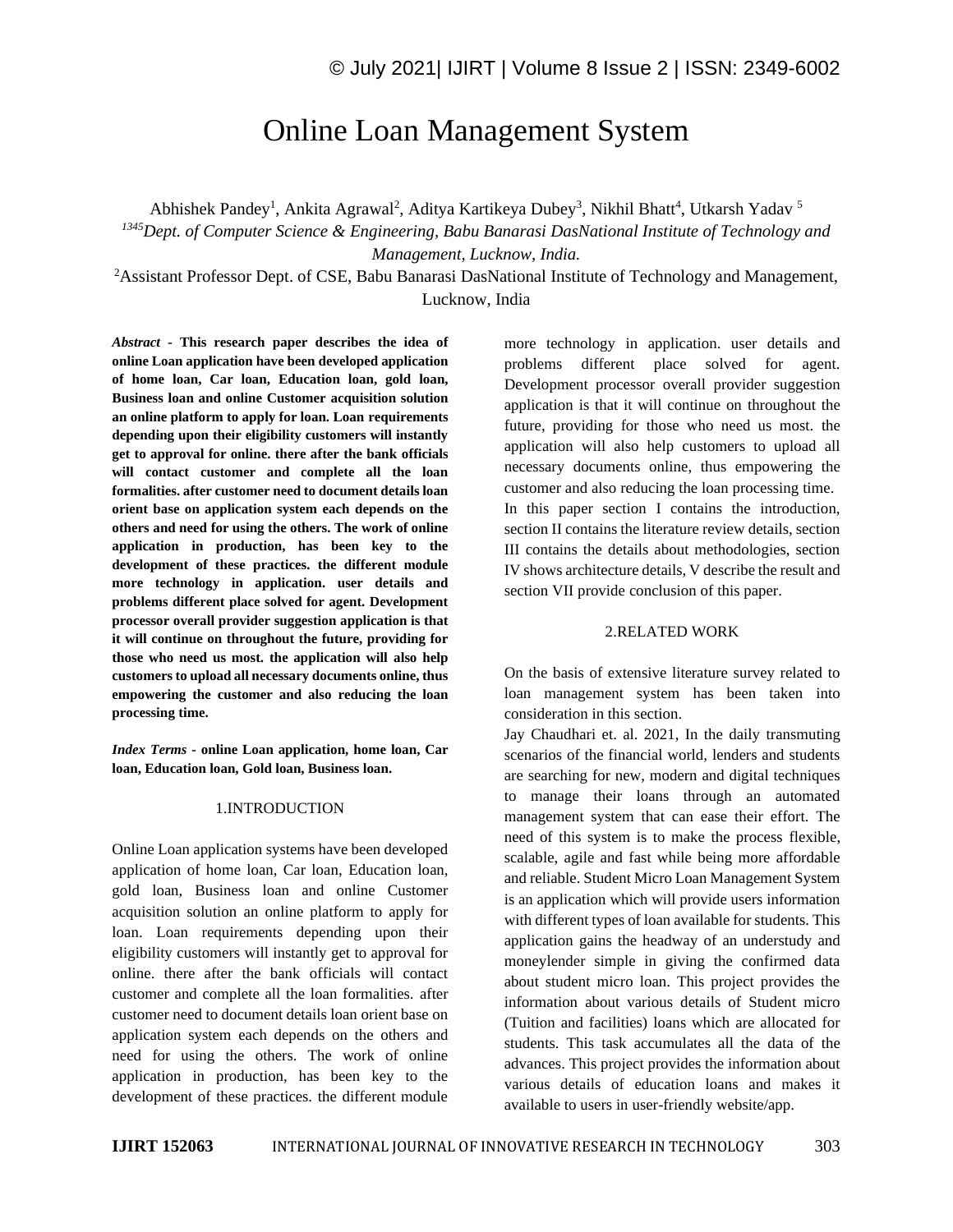# Online Loan Management System

Abhishek Pandey[1], Ankita Agrawal[2], Aditya Kartikeya Dubey[3], Nikhil Bhatt[4], Utkarsh Yadav [5]

[1345]*Dept. of Computer Science & Engineering, Babu Banarasi DasNational Institute of Technology and Management, Lucknow, India.*

[2]Assistant Professor Dept. of CSE, Babu Banarasi DasNational Institute of Technology and Management, Lucknow, India

***Abstract* - This research paper describes the idea of online Loan application have been developed application of home loan, Car loan, Education loan, gold loan, Business loan and online Customer acquisition solution an online platform to apply for loan. Loan requirements depending upon their eligibility customers will instantly get to approval for online. there after the bank officials will contact customer and complete all the loan formalities. after customer need to document details loan orient base on application system each depends on the others and need for using the others. The work of online application in production, has been key to the development of these practices. the different module more technology in application. user details and problems different place solved for agent. Development processor overall provider suggestion application is that it will continue on throughout the future, providing for those who need us most. the application will also help customers to upload all necessary documents online, thus empowering the customer and also reducing the loan processing time.**

***Index Terms* - online Loan application, home loan, Car loan, Education loan, Gold loan, Business loan.**

## 1.INTRODUCTION

Online Loan application systems have been developed application of home loan, Car loan, Education loan, gold loan, Business loan and online Customer acquisition solution an online platform to apply for loan. Loan requirements depending upon their eligibility customers will instantly get to approval for online. there after the bank officials will contact customer and complete all the loan formalities. after customer need to document details loan orient base on application system each depends on the others and need for using the others. The work of online application in production, has been key to the development of these practices. the different module more technology in application. user details and problems different place solved for agent. Development processor overall provider suggestion application is that it will continue on throughout the future, providing for those who need us most. the application will also help customers to upload all necessary documents online, thus empowering the customer and also reducing the loan processing time.

In this paper section I contains the introduction, section II contains the literature review details, section III contains the details about methodologies, section IV shows architecture details, V describe the result and section VII provide conclusion of this paper.

## 2.RELATED WORK

On the basis of extensive literature survey related to loan management system has been taken into consideration in this section.

Jay Chaudhari et. al. 2021, In the daily transmuting scenarios of the financial world, lenders and students are searching for new, modern and digital techniques to manage their loans through an automated management system that can ease their effort. The need of this system is to make the process flexible, scalable, agile and fast while being more affordable and reliable. Student Micro Loan Management System is an application which will provide users information with different types of loan available for students. This application gains the headway of an understudy and moneylender simple in giving the confirmed data about student micro loan. This project provides the information about various details of Student micro (Tuition and facilities) loans which are allocated for students. This task accumulates all the data of the advances. This project provides the information about various details of education loans and makes it available to users in user-friendly website/app.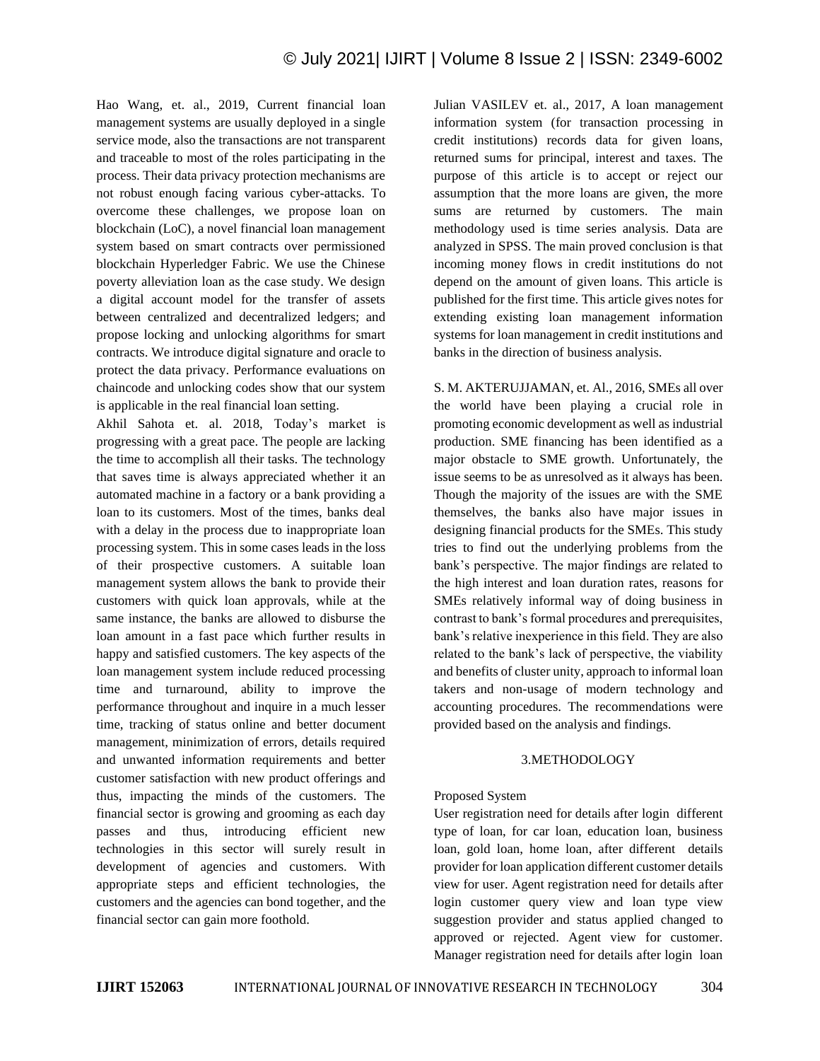Hao Wang, et. al., 2019, Current financial loan management systems are usually deployed in a single service mode, also the transactions are not transparent and traceable to most of the roles participating in the process. Their data privacy protection mechanisms are not robust enough facing various cyber-attacks. To overcome these challenges, we propose loan on blockchain (LoC), a novel financial loan management system based on smart contracts over permissioned blockchain Hyperledger Fabric. We use the Chinese poverty alleviation loan as the case study. We design a digital account model for the transfer of assets between centralized and decentralized ledgers; and propose locking and unlocking algorithms for smart contracts. We introduce digital signature and oracle to protect the data privacy. Performance evaluations on chaincode and unlocking codes show that our system is applicable in the real financial loan setting.

Akhil Sahota et. al. 2018, Today's market is progressing with a great pace. The people are lacking the time to accomplish all their tasks. The technology that saves time is always appreciated whether it an automated machine in a factory or a bank providing a loan to its customers. Most of the times, banks deal with a delay in the process due to inappropriate loan processing system. This in some cases leads in the loss of their prospective customers. A suitable loan management system allows the bank to provide their customers with quick loan approvals, while at the same instance, the banks are allowed to disburse the loan amount in a fast pace which further results in happy and satisfied customers. The key aspects of the loan management system include reduced processing time and turnaround, ability to improve the performance throughout and inquire in a much lesser time, tracking of status online and better document management, minimization of errors, details required and unwanted information requirements and better customer satisfaction with new product offerings and thus, impacting the minds of the customers. The financial sector is growing and grooming as each day passes and thus, introducing efficient new technologies in this sector will surely result in development of agencies and customers. With appropriate steps and efficient technologies, the customers and the agencies can bond together, and the financial sector can gain more foothold.

Julian VASILEV et. al., 2017, A loan management information system (for transaction processing in credit institutions) records data for given loans, returned sums for principal, interest and taxes. The purpose of this article is to accept or reject our assumption that the more loans are given, the more sums are returned by customers. The main methodology used is time series analysis. Data are analyzed in SPSS. The main proved conclusion is that incoming money flows in credit institutions do not depend on the amount of given loans. This article is published for the first time. This article gives notes for extending existing loan management information systems for loan management in credit institutions and banks in the direction of business analysis.

S. M. AKTERUJJAMAN, et. Al., 2016, SMEs all over the world have been playing a crucial role in promoting economic development as well as industrial production. SME financing has been identified as a major obstacle to SME growth. Unfortunately, the issue seems to be as unresolved as it always has been. Though the majority of the issues are with the SME themselves, the banks also have major issues in designing financial products for the SMEs. This study tries to find out the underlying problems from the bank's perspective. The major findings are related to the high interest and loan duration rates, reasons for SMEs relatively informal way of doing business in contrast to bank's formal procedures and prerequisites, bank's relative inexperience in this field. They are also related to the bank's lack of perspective, the viability and benefits of cluster unity, approach to informal loan takers and non-usage of modern technology and accounting procedures. The recommendations were provided based on the analysis and findings.

## 3.METHODOLOGY

Proposed System

User registration need for details after login different type of loan, for car loan, education loan, business loan, gold loan, home loan, after different details provider for loan application different customer details view for user. Agent registration need for details after login customer query view and loan type view suggestion provider and status applied changed to approved or rejected. Agent view for customer. Manager registration need for details after login loan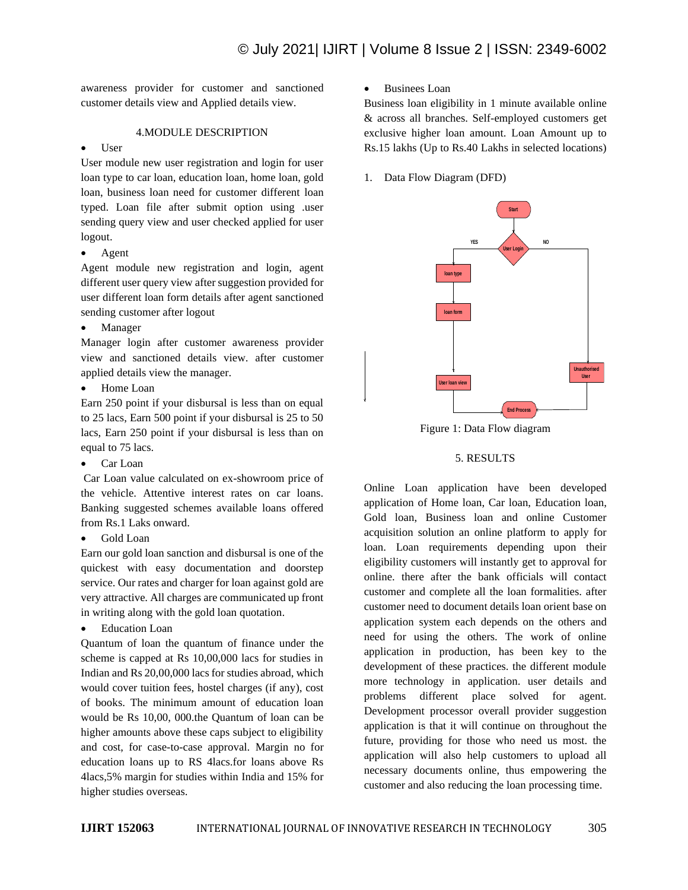awareness provider for customer and sanctioned customer details view and Applied details view.

## 4.MODULE DESCRIPTION

- User

User module new user registration and login for user loan type to car loan, education loan, home loan, gold loan, business loan need for customer different loan typed. Loan file after submit option using .user sending query view and user checked applied for user logout.

- Agent

Agent module new registration and login, agent different user query view after suggestion provided for user different loan form details after agent sanctioned sending customer after logout

- Manager

Manager login after customer awareness provider view and sanctioned details view. after customer applied details view the manager.

- Home Loan

Earn 250 point if your disbursal is less than on equal to 25 lacs, Earn 500 point if your disbursal is 25 to 50 lacs, Earn 250 point if your disbursal is less than on equal to 75 lacs.

- Car Loan

Car Loan value calculated on ex-showroom price of the vehicle. Attentive interest rates on car loans. Banking suggested schemes available loans offered from Rs.1 Laks onward.

- Gold Loan

Earn our gold loan sanction and disbursal is one of the quickest with easy documentation and doorstep service. Our rates and charger for loan against gold are very attractive. All charges are communicated up front in writing along with the gold loan quotation.

- Education Loan

Quantum of loan the quantum of finance under the scheme is capped at Rs 10,00,000 lacs for studies in Indian and Rs 20,00,000 lacs for studies abroad, which would cover tuition fees, hostel charges (if any), cost of books. The minimum amount of education loan would be Rs 10,00, 000.the Quantum of loan can be higher amounts above these caps subject to eligibility and cost, for case-to-case approval. Margin no for education loans up to RS 4lacs.for loans above Rs 4lacs,5% margin for studies within India and 15% for higher studies overseas.

- Businees Loan

Business loan eligibility in 1 minute available online & across all branches. Self-employed customers get exclusive higher loan amount. Loan Amount up to Rs.15 lakhs (Up to Rs.40 Lakhs in selected locations)

1. Data Flow Diagram (DFD)

Start → User Login → YES: loan type → loan form → User loan view → End Process; NO: Unauthorised User → End Process

Figure 1: Data Flow diagram

## 5. RESULTS

Online Loan application have been developed application of Home loan, Car loan, Education loan, Gold loan, Business loan and online Customer acquisition solution an online platform to apply for loan. Loan requirements depending upon their eligibility customers will instantly get to approval for online. there after the bank officials will contact customer and complete all the loan formalities. after customer need to document details loan orient base on application system each depends on the others and need for using the others. The work of online application in production, has been key to the development of these practices. the different module more technology in application. user details and problems different place solved for agent. Development processor overall provider suggestion application is that it will continue on throughout the future, providing for those who need us most. the application will also help customers to upload all necessary documents online, thus empowering the customer and also reducing the loan processing time.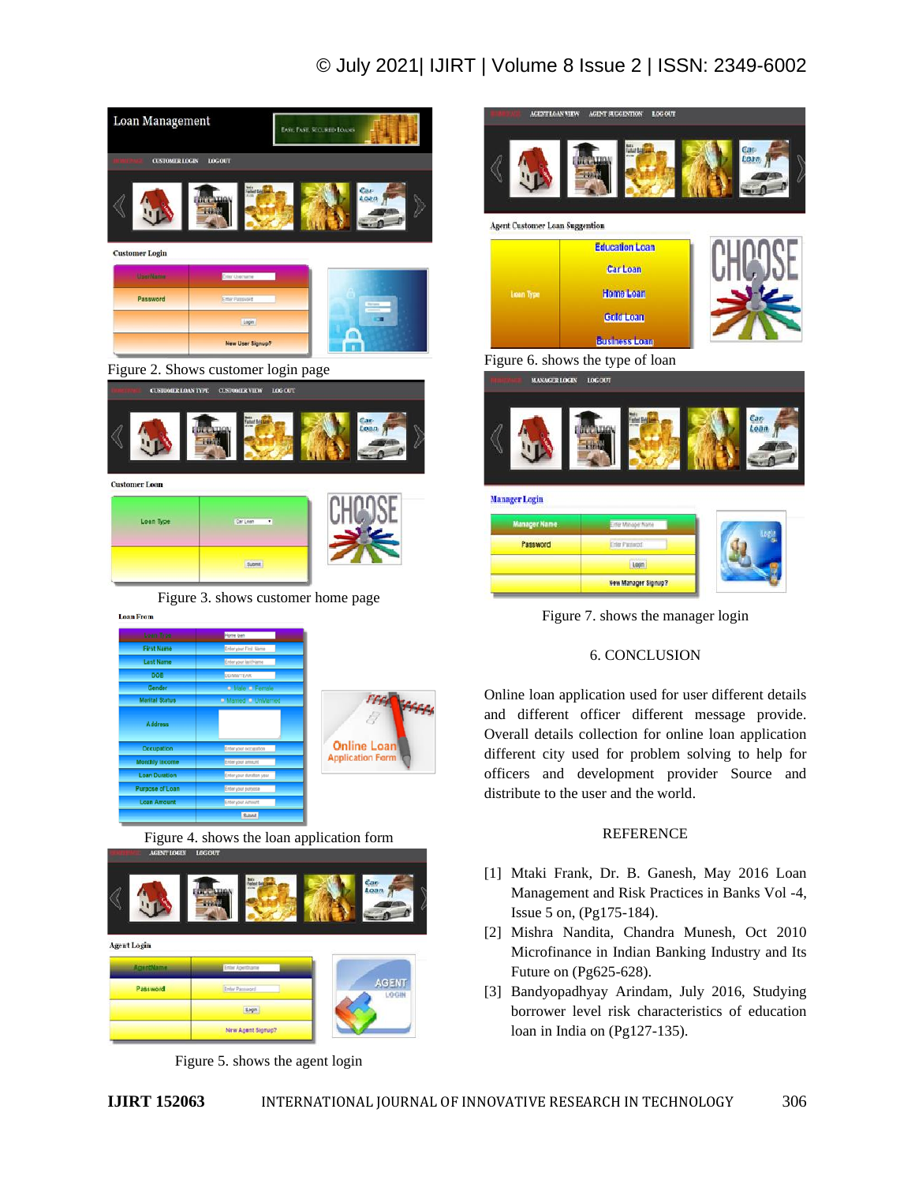Figure 2. Shows customer login page

Figure 3. shows customer home page

Figure 4. shows the loan application form

Figure 5. shows the agent login

Figure 6. shows the type of loan

Figure 7. shows the manager login

## 6. CONCLUSION

Online loan application used for user different details and different officer different message provide. Overall details collection for online loan application different city used for problem solving to help for officers and development provider Source and distribute to the user and the world.

## REFERENCE

[1] Mtaki Frank, Dr. B. Ganesh, May 2016 Loan Management and Risk Practices in Banks Vol -4, Issue 5 on, (Pg175-184).

[2] Mishra Nandita, Chandra Munesh, Oct 2010 Microfinance in Indian Banking Industry and Its Future on (Pg625-628).

[3] Bandyopadhyay Arindam, July 2016, Studying borrower level risk characteristics of education loan in India on (Pg127-135).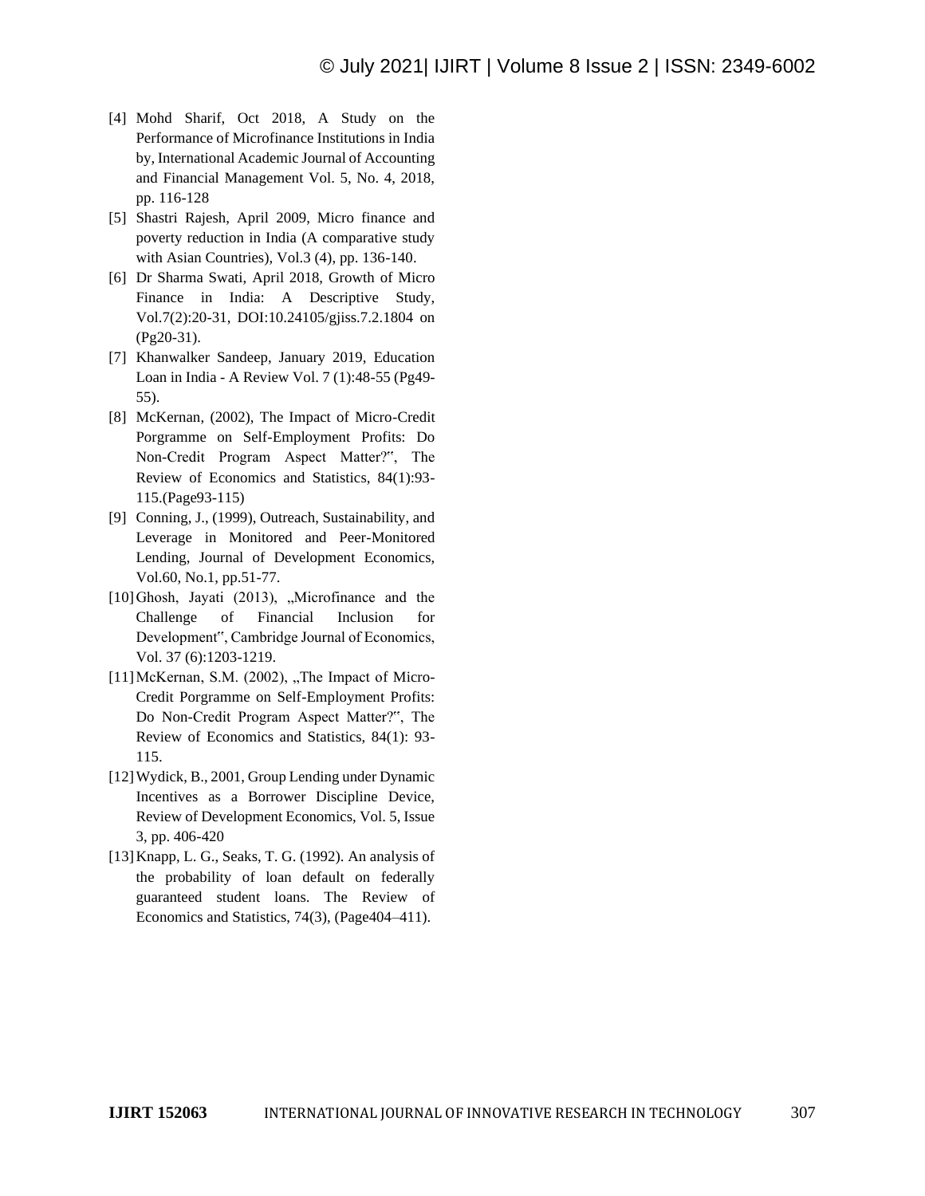[4] Mohd Sharif, Oct 2018, A Study on the Performance of Microfinance Institutions in India by, International Academic Journal of Accounting and Financial Management Vol. 5, No. 4, 2018, pp. 116-128

[5] Shastri Rajesh, April 2009, Micro finance and poverty reduction in India (A comparative study with Asian Countries), Vol.3 (4), pp. 136-140.

[6] Dr Sharma Swati, April 2018, Growth of Micro Finance in India: A Descriptive Study, Vol.7(2):20-31, DOI:10.24105/gjiss.7.2.1804 on (Pg20-31).

[7] Khanwalker Sandeep, January 2019, Education Loan in India - A Review Vol. 7 (1):48-55 (Pg49-55).

[8] McKernan, (2002), The Impact of Micro-Credit Porgramme on Self-Employment Profits: Do Non-Credit Program Aspect Matter?‟, The Review of Economics and Statistics, 84(1):93-115.(Page93-115)

[9] Conning, J., (1999), Outreach, Sustainability, and Leverage in Monitored and Peer-Monitored Lending, Journal of Development Economics, Vol.60, No.1, pp.51-77.

[10] Ghosh, Jayati (2013), „Microfinance and the Challenge of Financial Inclusion for Development‟, Cambridge Journal of Economics, Vol. 37 (6):1203-1219.

[11] McKernan, S.M. (2002), „The Impact of Micro-Credit Porgramme on Self-Employment Profits: Do Non-Credit Program Aspect Matter?‟, The Review of Economics and Statistics, 84(1): 93-115.

[12] Wydick, B., 2001, Group Lending under Dynamic Incentives as a Borrower Discipline Device, Review of Development Economics, Vol. 5, Issue 3, pp. 406-420

[13] Knapp, L. G., Seaks, T. G. (1992). An analysis of the probability of loan default on federally guaranteed student loans. The Review of Economics and Statistics, 74(3), (Page404–411).